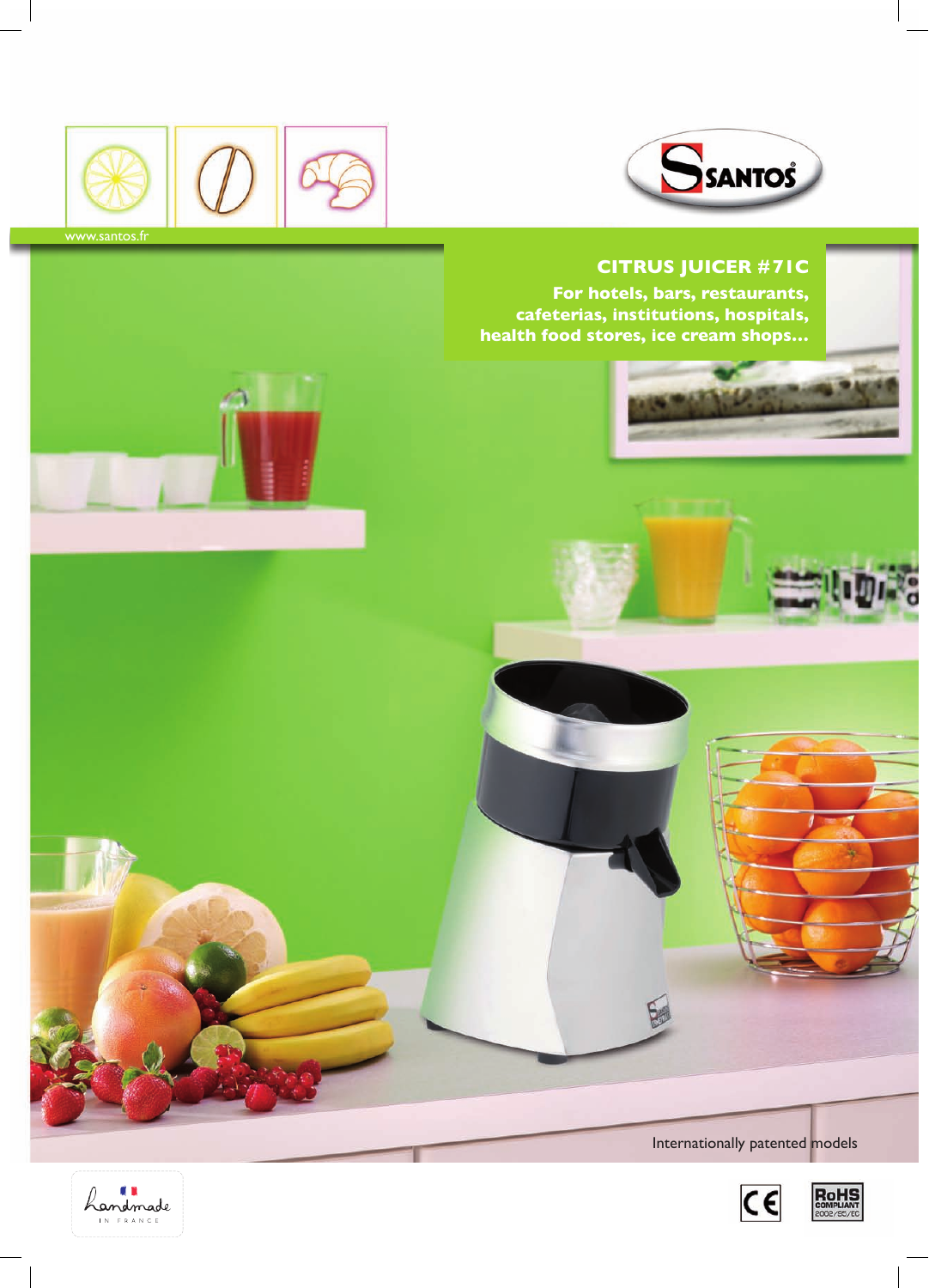www.santos.fr

# CITRUS JUICER #71C

**For hotels, bars, restaurants, cafeterias, institutions, hospitals, health food stores, ice cream shops...**

Internationally patented models

handmade IN FRANCE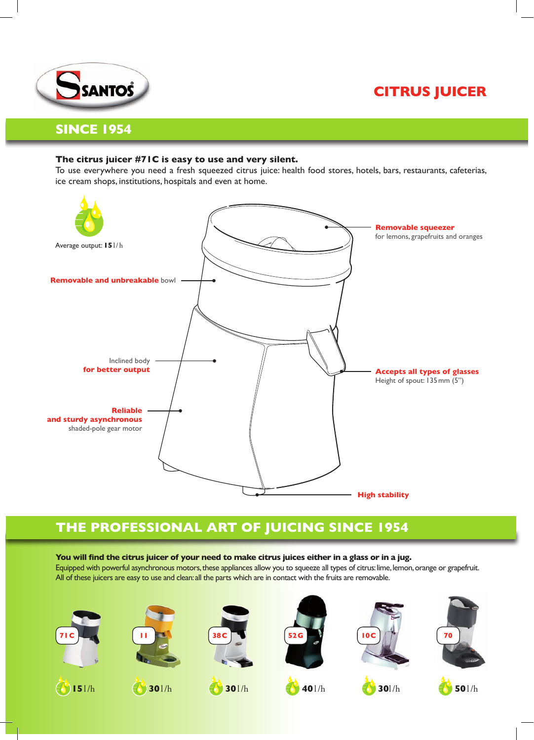SANTOS

# CITRUS JUICER

## SINCE 1954

**The citrus juicer #71C is easy to use and very silent.**
To use everywhere you need a fresh squeezed citrus juice: health food stores, hotels, bars, restaurants, cafeterias, ice cream shops, institutions, hospitals and even at home.

Average output: **15** l/h

**Removable squeezer** for lemons, grapefruits and oranges

**Removable and unbreakable** bowl

Inclined body **for better output**

**Accepts all types of glasses**
Height of spout: 135 mm (5")

**Reliable and sturdy asynchronous** shaded-pole gear motor

**High stability**

## THE PROFESSIONAL ART OF JUICING SINCE 1954

**You will find the citrus juicer of your need to make citrus juices either in a glass or in a jug.**
Equipped with powerful asynchronous motors, these appliances allow you to squeeze all types of citrus: lime, lemon, orange or grapefruit. All of these juicers are easy to use and clean: all the parts which are in contact with the fruits are removable.

| 71C | 11 | 38C | 52G | 10C | 70 |
|---|---|---|---|---|---|
| 15 l/h | 30 l/h | 30 l/h | 40 l/h | 30 l/h | 50 l/h |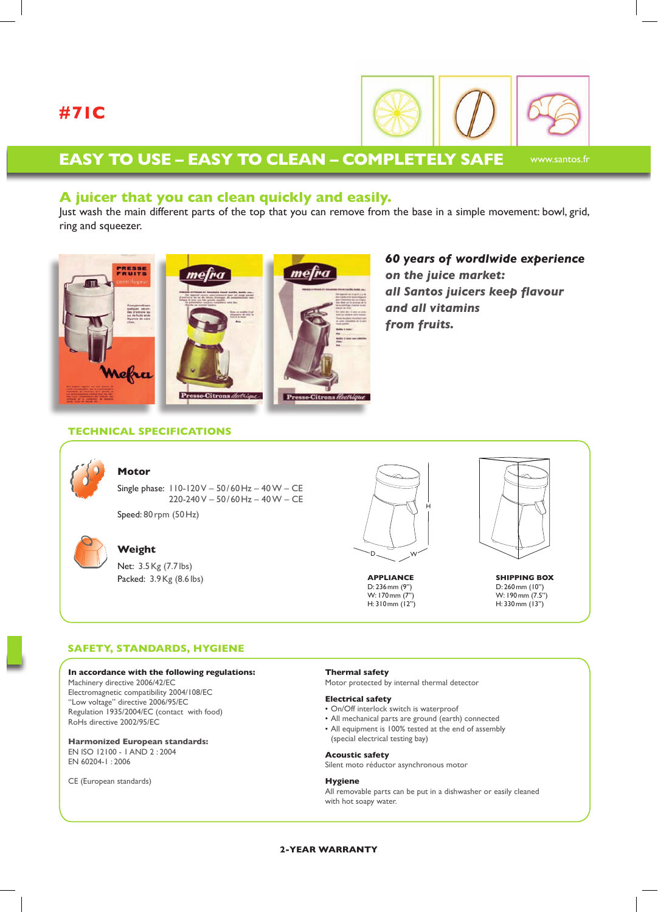# #71C

## EASY TO USE – EASY TO CLEAN – COMPLETELY SAFE

www.santos.fr

### A juicer that you can clean quickly and easily.

Just wash the main different parts of the top that you can remove from the base in a simple movement: bowl, grid, ring and squeezer.

***60 years of worldwide experience on the juice market: all Santos juicers keep flavour and all vitamins from fruits.***

### TECHNICAL SPECIFICATIONS

**Motor**

Single phase: 110-120 V – 50/60 Hz – 40 W – CE
220-240 V – 50/60 Hz – 40 W – CE

Speed: 80 rpm (50 Hz)

**Weight**

Net: 3.5 Kg (7.7 lbs)
Packed: 3.9 Kg (8.6 lbs)

**APPLIANCE**
D: 236 mm (9")
W: 170 mm (7")
H: 310 mm (12")

**SHIPPING BOX**
D: 260 mm (10")
W: 190 mm (7.5")
H: 330 mm (13")

### SAFETY, STANDARDS, HYGIENE

**In accordance with the following regulations:**
Machinery directive 2006/42/EC
Electromagnetic compatibility 2004/108/EC
"Low voltage" directive 2006/95/EC
Regulation 1935/2004/EC (contact with food)
RoHs directive 2002/95/EC

**Harmonized European standards:**
EN ISO 12100 - 1 AND 2 : 2004
EN 60204-1 : 2006

CE (European standards)

**Thermal safety**
Motor protected by internal thermal detector

**Electrical safety**
- On/Off interlock switch is waterproof
- All mechanical parts are ground (earth) connected
- All equipment is 100% tested at the end of assembly (special electrical testing bay)

**Acoustic safety**
Silent moto réductor asynchronous motor

**Hygiene**
All removable parts can be put in a dishwasher or easily cleaned with hot soapy water.

**2-YEAR WARRANTY**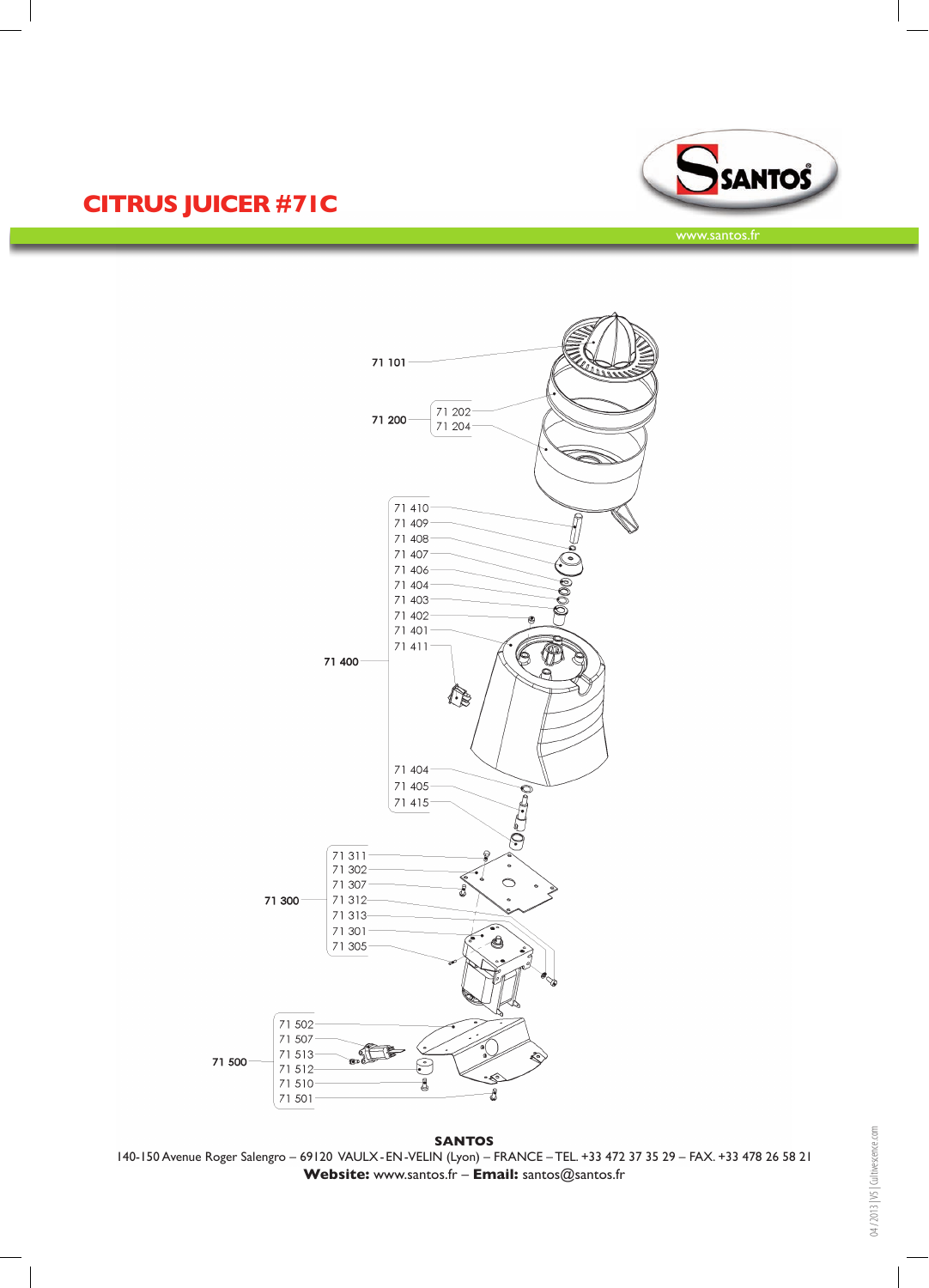# CITRUS JUICER #71C

SANTOS

www.santos.fr

71 101

71 200
- 71 202
- 71 204

71 400
- 71 410
- 71 409
- 71 408
- 71 407
- 71 406
- 71 404
- 71 403
- 71 402
- 71 401
- 71 411
- 71 404
- 71 405
- 71 415

71 300
- 71 311
- 71 302
- 71 307
- 71 312
- 71 313
- 71 301
- 71 305

71 500
- 71 502
- 71 507
- 71 513
- 71 512
- 71 510
- 71 501

**SANTOS**

140-150 Avenue Roger Salengro – 69120 VAULX-EN-VELIN (Lyon) – FRANCE – TEL. +33 472 37 35 29 – FAX. +33 478 26 58 21

**Website:** www.santos.fr – **Email:** santos@santos.fr

04/2013 | V5 | Giltwexcence.com